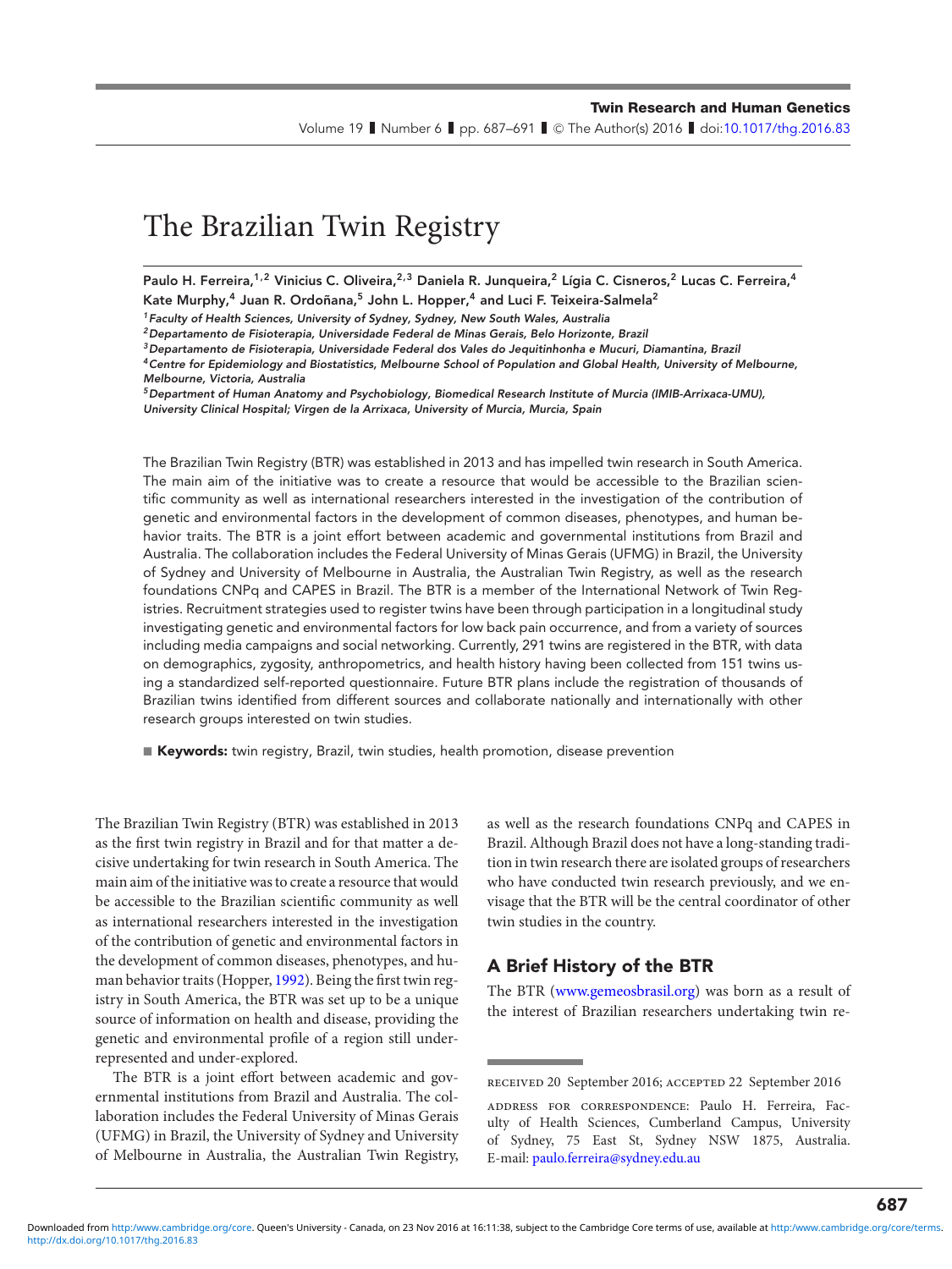# The Brazilian Twin Registry

Paulo H. Ferreira,[1,2] Vinicius C. Oliveira,[2,3] Daniela R. Junqueira,[2] Lígia C. Cisneros,[2] Lucas C. Ferreira,[4] Kate Murphy,[4] Juan R. Ordoñana,[5] John L. Hopper,[4] and Luci F. Teixeira-Salmela[2]

[1] *Faculty of Health Sciences, University of Sydney, Sydney, New South Wales, Australia*
[2] *Departamento de Fisioterapia, Universidade Federal de Minas Gerais, Belo Horizonte, Brazil*
[3] *Departamento de Fisioterapia, Universidade Federal dos Vales do Jequitinhonha e Mucuri, Diamantina, Brazil*
[4] *Centre for Epidemiology and Biostatistics, Melbourne School of Population and Global Health, University of Melbourne, Melbourne, Victoria, Australia*
[5] *Department of Human Anatomy and Psychobiology, Biomedical Research Institute of Murcia (IMIB-Arrixaca-UMU), University Clinical Hospital; Virgen de la Arrixaca, University of Murcia, Murcia, Spain*

The Brazilian Twin Registry (BTR) was established in 2013 and has impelled twin research in South America. The main aim of the initiative was to create a resource that would be accessible to the Brazilian scientific community as well as international researchers interested in the investigation of the contribution of genetic and environmental factors in the development of common diseases, phenotypes, and human behavior traits. The BTR is a joint effort between academic and governmental institutions from Brazil and Australia. The collaboration includes the Federal University of Minas Gerais (UFMG) in Brazil, the University of Sydney and University of Melbourne in Australia, the Australian Twin Registry, as well as the research foundations CNPq and CAPES in Brazil. The BTR is a member of the International Network of Twin Registries. Recruitment strategies used to register twins have been through participation in a longitudinal study investigating genetic and environmental factors for low back pain occurrence, and from a variety of sources including media campaigns and social networking. Currently, 291 twins are registered in the BTR, with data on demographics, zygosity, anthropometrics, and health history having been collected from 151 twins using a standardized self-reported questionnaire. Future BTR plans include the registration of thousands of Brazilian twins identified from different sources and collaborate nationally and internationally with other research groups interested on twin studies.

**Keywords:** twin registry, Brazil, twin studies, health promotion, disease prevention

The Brazilian Twin Registry (BTR) was established in 2013 as the first twin registry in Brazil and for that matter a decisive undertaking for twin research in South America. The main aim of the initiative was to create a resource that would be accessible to the Brazilian scientific community as well as international researchers interested in the investigation of the contribution of genetic and environmental factors in the development of common diseases, phenotypes, and human behavior traits (Hopper, 1992). Being the first twin registry in South America, the BTR was set up to be a unique source of information on health and disease, providing the genetic and environmental profile of a region still under-represented and under-explored.

The BTR is a joint effort between academic and governmental institutions from Brazil and Australia. The collaboration includes the Federal University of Minas Gerais (UFMG) in Brazil, the University of Sydney and University of Melbourne in Australia, the Australian Twin Registry, as well as the research foundations CNPq and CAPES in Brazil. Although Brazil does not have a long-standing tradition in twin research there are isolated groups of researchers who have conducted twin research previously, and we envisage that the BTR will be the central coordinator of other twin studies in the country.

## A Brief History of the BTR

The BTR (www.gemeosbrasil.org) was born as a result of the interest of Brazilian researchers undertaking twin re-

RECEIVED 20 September 2016; ACCEPTED 22 September 2016

ADDRESS FOR CORRESPONDENCE: Paulo H. Ferreira, Faculty of Health Sciences, Cumberland Campus, University of Sydney, 75 East St, Sydney NSW 1875, Australia. E-mail: paulo.ferreira@sydney.edu.au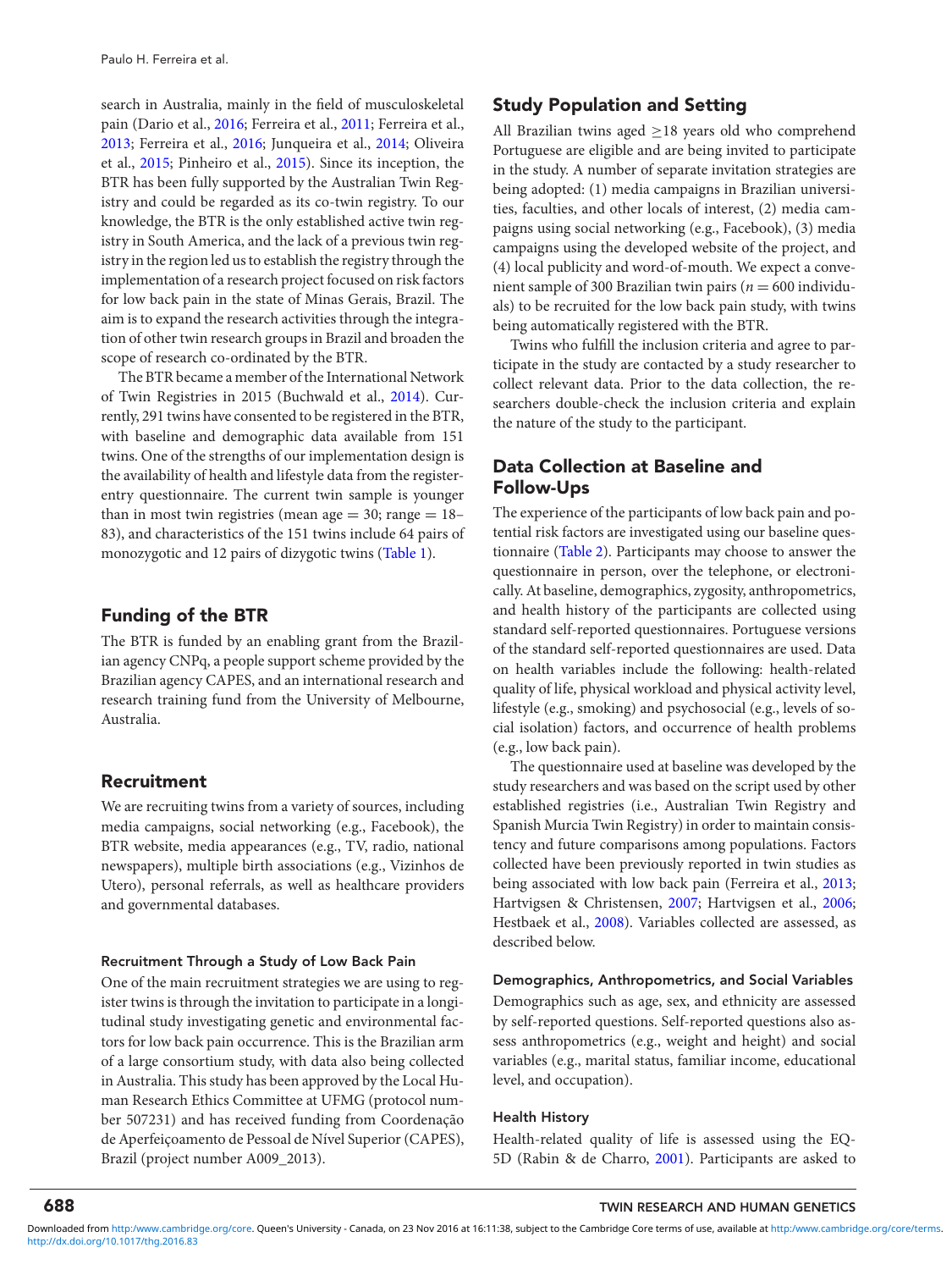search in Australia, mainly in the field of musculoskeletal pain (Dario et al., 2016; Ferreira et al., 2011; Ferreira et al., 2013; Ferreira et al., 2016; Junqueira et al., 2014; Oliveira et al., 2015; Pinheiro et al., 2015). Since its inception, the BTR has been fully supported by the Australian Twin Registry and could be regarded as its co-twin registry. To our knowledge, the BTR is the only established active twin registry in South America, and the lack of a previous twin registry in the region led us to establish the registry through the implementation of a research project focused on risk factors for low back pain in the state of Minas Gerais, Brazil. The aim is to expand the research activities through the integration of other twin research groups in Brazil and broaden the scope of research co-ordinated by the BTR.

The BTR became a member of the International Network of Twin Registries in 2015 (Buchwald et al., 2014). Currently, 291 twins have consented to be registered in the BTR, with baseline and demographic data available from 151 twins. One of the strengths of our implementation design is the availability of health and lifestyle data from the register-entry questionnaire. The current twin sample is younger than in most twin registries (mean age = 30; range = 18–83), and characteristics of the 151 twins include 64 pairs of monozygotic and 12 pairs of dizygotic twins (Table 1).

## Funding of the BTR

The BTR is funded by an enabling grant from the Brazilian agency CNPq, a people support scheme provided by the Brazilian agency CAPES, and an international research and research training fund from the University of Melbourne, Australia.

## Recruitment

We are recruiting twins from a variety of sources, including media campaigns, social networking (e.g., Facebook), the BTR website, media appearances (e.g., TV, radio, national newspapers), multiple birth associations (e.g., Vizinhos de Utero), personal referrals, as well as healthcare providers and governmental databases.

### Recruitment Through a Study of Low Back Pain

One of the main recruitment strategies we are using to register twins is through the invitation to participate in a longitudinal study investigating genetic and environmental factors for low back pain occurrence. This is the Brazilian arm of a large consortium study, with data also being collected in Australia. This study has been approved by the Local Human Research Ethics Committee at UFMG (protocol number 507231) and has received funding from Coordenação de Aperfeiçoamento de Pessoal de Nível Superior (CAPES), Brazil (project number A009_2013).

## Study Population and Setting

All Brazilian twins aged ≥18 years old who comprehend Portuguese are eligible and are being invited to participate in the study. A number of separate invitation strategies are being adopted: (1) media campaigns in Brazilian universities, faculties, and other locals of interest, (2) media campaigns using social networking (e.g., Facebook), (3) media campaigns using the developed website of the project, and (4) local publicity and word-of-mouth. We expect a convenient sample of 300 Brazilian twin pairs ($n = 600$ individuals) to be recruited for the low back pain study, with twins being automatically registered with the BTR.

Twins who fulfill the inclusion criteria and agree to participate in the study are contacted by a study researcher to collect relevant data. Prior to the data collection, the researchers double-check the inclusion criteria and explain the nature of the study to the participant.

## Data Collection at Baseline and Follow-Ups

The experience of the participants of low back pain and potential risk factors are investigated using our baseline questionnaire (Table 2). Participants may choose to answer the questionnaire in person, over the telephone, or electronically. At baseline, demographics, zygosity, anthropometrics, and health history of the participants are collected using standard self-reported questionnaires. Portuguese versions of the standard self-reported questionnaires are used. Data on health variables include the following: health-related quality of life, physical workload and physical activity level, lifestyle (e.g., smoking) and psychosocial (e.g., levels of social isolation) factors, and occurrence of health problems (e.g., low back pain).

The questionnaire used at baseline was developed by the study researchers and was based on the script used by other established registries (i.e., Australian Twin Registry and Spanish Murcia Twin Registry) in order to maintain consistency and future comparisons among populations. Factors collected have been previously reported in twin studies as being associated with low back pain (Ferreira et al., 2013; Hartvigsen & Christensen, 2007; Hartvigsen et al., 2006; Hestbaek et al., 2008). Variables collected are assessed, as described below.

### Demographics, Anthropometrics, and Social Variables

Demographics such as age, sex, and ethnicity are assessed by self-reported questions. Self-reported questions also assess anthropometrics (e.g., weight and height) and social variables (e.g., marital status, familiar income, educational level, and occupation).

### Health History

Health-related quality of life is assessed using the EQ-5D (Rabin & de Charro, 2001). Participants are asked to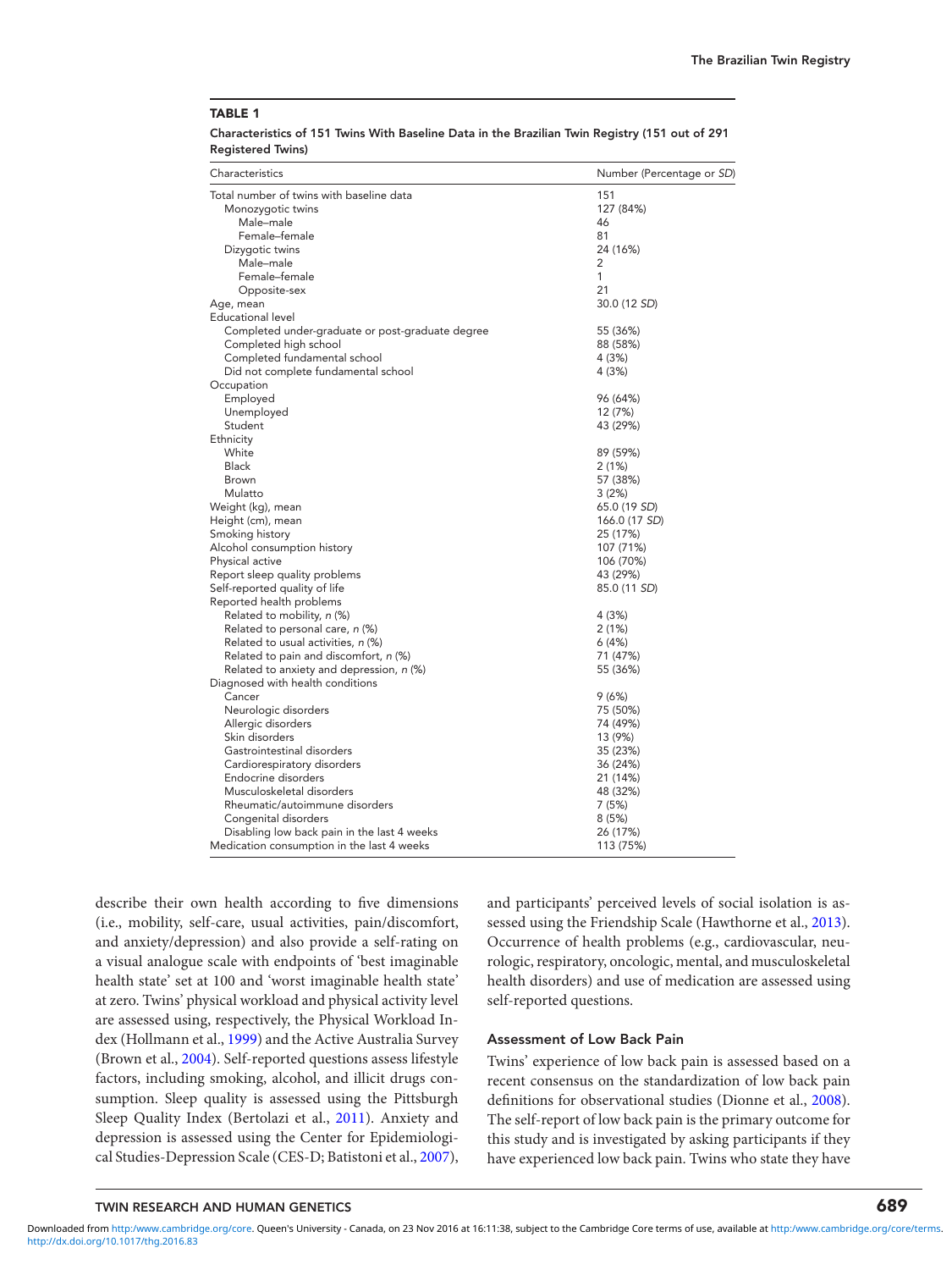**TABLE 1**

**Characteristics of 151 Twins With Baseline Data in the Brazilian Twin Registry (151 out of 291 Registered Twins)**

| Characteristics | Number (Percentage or *SD*) |
|---|---|
| Total number of twins with baseline data | 151 |
| Monozygotic twins | 127 (84%) |
| Male–male | 46 |
| Female–female | 81 |
| Dizygotic twins | 24 (16%) |
| Male–male | 2 |
| Female–female | 1 |
| Opposite-sex | 21 |
| Age, mean | 30.0 (12 *SD*) |
| Educational level | |
| Completed under-graduate or post-graduate degree | 55 (36%) |
| Completed high school | 88 (58%) |
| Completed fundamental school | 4 (3%) |
| Did not complete fundamental school | 4 (3%) |
| Occupation | |
| Employed | 96 (64%) |
| Unemployed | 12 (7%) |
| Student | 43 (29%) |
| Ethnicity | |
| White | 89 (59%) |
| Black | 2 (1%) |
| Brown | 57 (38%) |
| Mulatto | 3 (2%) |
| Weight (kg), mean | 65.0 (19 *SD*) |
| Height (cm), mean | 166.0 (17 *SD*) |
| Smoking history | 25 (17%) |
| Alcohol consumption history | 107 (71%) |
| Physical active | 106 (70%) |
| Report sleep quality problems | 43 (29%) |
| Self-reported quality of life | 85.0 (11 *SD*) |
| Reported health problems | |
| Related to mobility, *n* (%) | 4 (3%) |
| Related to personal care, *n* (%) | 2 (1%) |
| Related to usual activities, *n* (%) | 6 (4%) |
| Related to pain and discomfort, *n* (%) | 71 (47%) |
| Related to anxiety and depression, *n* (%) | 55 (36%) |
| Diagnosed with health conditions | |
| Cancer | 9 (6%) |
| Neurologic disorders | 75 (50%) |
| Allergic disorders | 74 (49%) |
| Skin disorders | 13 (9%) |
| Gastrointestinal disorders | 35 (23%) |
| Cardiorespiratory disorders | 36 (24%) |
| Endocrine disorders | 21 (14%) |
| Musculoskeletal disorders | 48 (32%) |
| Rheumatic/autoimmune disorders | 7 (5%) |
| Congenital disorders | 8 (5%) |
| Disabling low back pain in the last 4 weeks | 26 (17%) |
| Medication consumption in the last 4 weeks | 113 (75%) |

describe their own health according to five dimensions (i.e., mobility, self-care, usual activities, pain/discomfort, and anxiety/depression) and also provide a self-rating on a visual analogue scale with endpoints of 'best imaginable health state' set at 100 and 'worst imaginable health state' at zero. Twins' physical workload and physical activity level are assessed using, respectively, the Physical Workload Index (Hollmann et al., 1999) and the Active Australia Survey (Brown et al., 2004). Self-reported questions assess lifestyle factors, including smoking, alcohol, and illicit drugs consumption. Sleep quality is assessed using the Pittsburgh Sleep Quality Index (Bertolazi et al., 2011). Anxiety and depression is assessed using the Center for Epidemiological Studies-Depression Scale (CES-D; Batistoni et al., 2007), and participants' perceived levels of social isolation is assessed using the Friendship Scale (Hawthorne et al., 2013). Occurrence of health problems (e.g., cardiovascular, neurologic, respiratory, oncologic, mental, and musculoskeletal health disorders) and use of medication are assessed using self-reported questions.

### Assessment of Low Back Pain

Twins' experience of low back pain is assessed based on a recent consensus on the standardization of low back pain definitions for observational studies (Dionne et al., 2008). The self-report of low back pain is the primary outcome for this study and is investigated by asking participants if they have experienced low back pain. Twins who state they have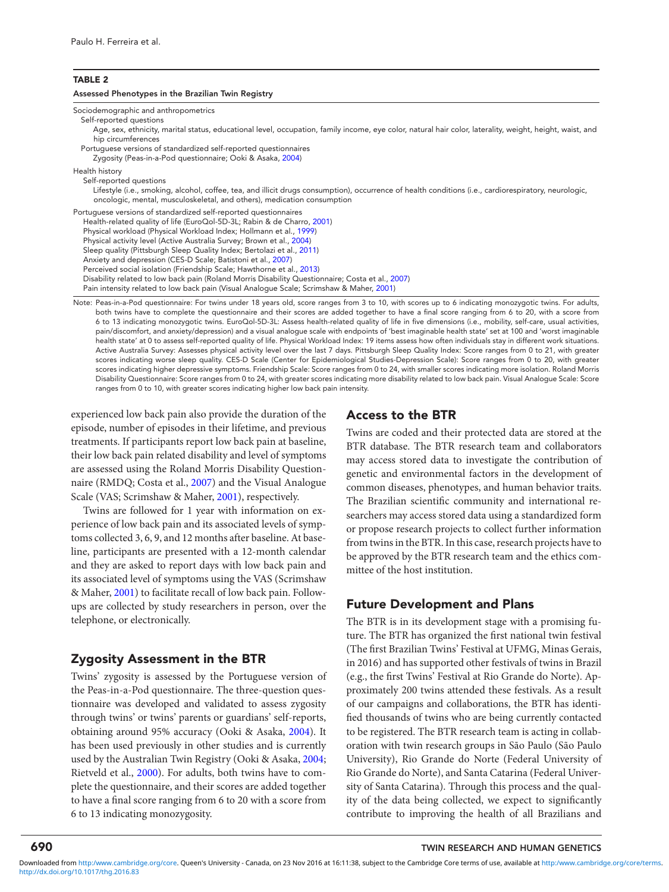**TABLE 2**

**Assessed Phenotypes in the Brazilian Twin Registry**

| |
|---|
| Sociodemographic and anthropometrics |
| Self-reported questions |
| Age, sex, ethnicity, marital status, educational level, occupation, family income, eye color, natural hair color, laterality, weight, height, waist, and hip circumferences |
| Portuguese versions of standardized self-reported questionnaires |
| Zygosity (Peas-in-a-Pod questionnaire; Ooki & Asaka, 2004) |
| Health history |
| Self-reported questions |
| Lifestyle (i.e., smoking, alcohol, coffee, tea, and illicit drugs consumption), occurrence of health conditions (i.e., cardiorespiratory, neurologic, oncologic, mental, musculoskeletal, and others), medication consumption |
| Portuguese versions of standardized self-reported questionnaires |
| Health-related quality of life (EuroQol-5D-3L; Rabin & de Charro, 2001) |
| Physical workload (Physical Workload Index; Hollmann et al., 1999) |
| Physical activity level (Active Australia Survey; Brown et al., 2004) |
| Sleep quality (Pittsburgh Sleep Quality Index; Bertolazi et al., 2011) |
| Anxiety and depression (CES-D Scale; Batistoni et al., 2007) |
| Perceived social isolation (Friendship Scale; Hawthorne et al., 2013) |
| Disability related to low back pain (Roland Morris Disability Questionnaire; Costa et al., 2007) |
| Pain intensity related to low back pain (Visual Analogue Scale; Scrimshaw & Maher, 2001) |

Note: Peas-in-a-Pod questionnaire: For twins under 18 years old, score ranges from 3 to 10, with scores up to 6 indicating monozygotic twins. For adults, both twins have to complete the questionnaire and their scores are added together to have a final score ranging from 6 to 20, with a score from 6 to 13 indicating monozygotic twins. EuroQol-5D-3L: Assess health-related quality of life in five dimensions (i.e., mobility, self-care, usual activities, pain/discomfort, and anxiety/depression) and a visual analogue scale with endpoints of 'best imaginable health state' set at 100 and 'worst imaginable health state' at 0 to assess self-reported quality of life. Physical Workload Index: 19 items assess how often individuals stay in different work situations. Active Australia Survey: Assesses physical activity level over the last 7 days. Pittsburgh Sleep Quality Index: Score ranges from 0 to 21, with greater scores indicating worse sleep quality. CES-D Scale (Center for Epidemiological Studies-Depression Scale): Score ranges from 0 to 20, with greater scores indicating higher depressive symptoms. Friendship Scale: Score ranges from 0 to 24, with smaller scores indicating more isolation. Roland Morris Disability Questionnaire: Score ranges from 0 to 24, with greater scores indicating more disability related to low back pain. Visual Analogue Scale: Score ranges from 0 to 10, with greater scores indicating higher low back pain intensity.

experienced low back pain also provide the duration of the episode, number of episodes in their lifetime, and previous treatments. If participants report low back pain at baseline, their low back pain related disability and level of symptoms are assessed using the Roland Morris Disability Questionnaire (RMDQ; Costa et al., 2007) and the Visual Analogue Scale (VAS; Scrimshaw & Maher, 2001), respectively.

Twins are followed for 1 year with information on experience of low back pain and its associated levels of symptoms collected 3, 6, 9, and 12 months after baseline. At baseline, participants are presented with a 12-month calendar and they are asked to report days with low back pain and its associated level of symptoms using the VAS (Scrimshaw & Maher, 2001) to facilitate recall of low back pain. Follow-ups are collected by study researchers in person, over the telephone, or electronically.

## Zygosity Assessment in the BTR

Twins' zygosity is assessed by the Portuguese version of the Peas-in-a-Pod questionnaire. The three-question questionnaire was developed and validated to assess zygosity through twins' or twins' parents or guardians' self-reports, obtaining around 95% accuracy (Ooki & Asaka, 2004). It has been used previously in other studies and is currently used by the Australian Twin Registry (Ooki & Asaka, 2004; Rietveld et al., 2000). For adults, both twins have to complete the questionnaire, and their scores are added together to have a final score ranging from 6 to 20 with a score from 6 to 13 indicating monozygosity.

## Access to the BTR

Twins are coded and their protected data are stored at the BTR database. The BTR research team and collaborators may access stored data to investigate the contribution of genetic and environmental factors in the development of common diseases, phenotypes, and human behavior traits. The Brazilian scientific community and international researchers may access stored data using a standardized form or propose research projects to collect further information from twins in the BTR. In this case, research projects have to be approved by the BTR research team and the ethics committee of the host institution.

## Future Development and Plans

The BTR is in its development stage with a promising future. The BTR has organized the first national twin festival (The first Brazilian Twins' Festival at UFMG, Minas Gerais, in 2016) and has supported other festivals of twins in Brazil (e.g., the first Twins' Festival at Rio Grande do Norte). Approximately 200 twins attended these festivals. As a result of our campaigns and collaborations, the BTR has identified thousands of twins who are being currently contacted to be registered. The BTR research team is acting in collaboration with twin research groups in São Paulo (São Paulo University), Rio Grande do Norte (Federal University of Rio Grande do Norte), and Santa Catarina (Federal University of Santa Catarina). Through this process and the quality of the data being collected, we expect to significantly contribute to improving the health of all Brazilians and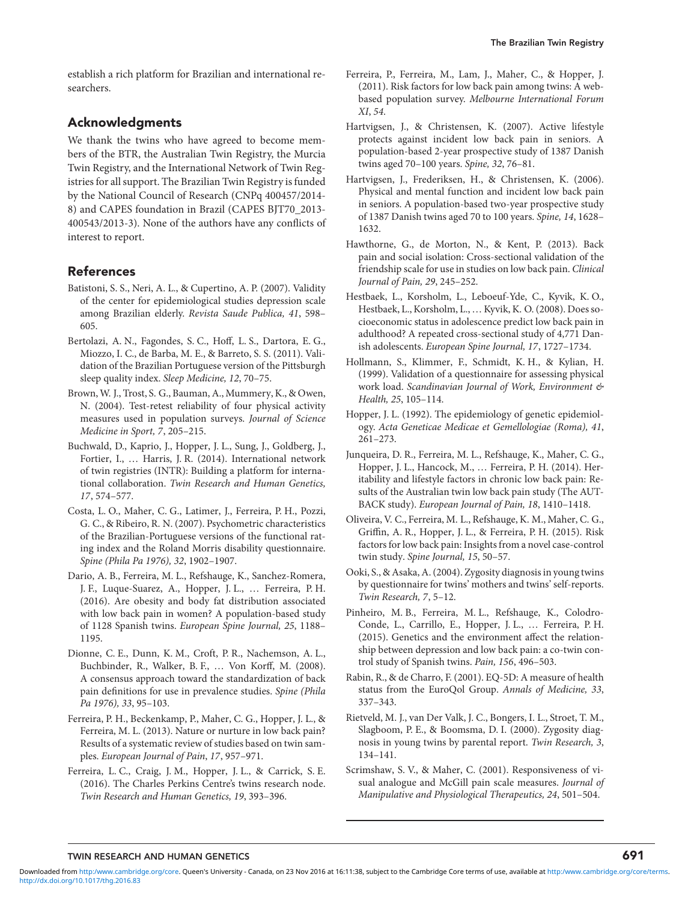establish a rich platform for Brazilian and international researchers.

## Acknowledgments

We thank the twins who have agreed to become members of the BTR, the Australian Twin Registry, the Murcia Twin Registry, and the International Network of Twin Registries for all support. The Brazilian Twin Registry is funded by the National Council of Research (CNPq 400457/2014-8) and CAPES foundation in Brazil (CAPES BJT70_2013-400543/2013-3). None of the authors have any conflicts of interest to report.

## References

Batistoni, S. S., Neri, A. L., & Cupertino, A. P. (2007). Validity of the center for epidemiological studies depression scale among Brazilian elderly. *Revista Saude Publica, 41*, 598–605.

Bertolazi, A. N., Fagondes, S. C., Hoff, L. S., Dartora, E. G., Miozzo, I. C., de Barba, M. E., & Barreto, S. S. (2011). Validation of the Brazilian Portuguese version of the Pittsburgh sleep quality index. *Sleep Medicine, 12*, 70–75.

Brown, W. J., Trost, S. G., Bauman, A., Mummery, K., & Owen, N. (2004). Test-retest reliability of four physical activity measures used in population surveys. *Journal of Science Medicine in Sport, 7*, 205–215.

Buchwald, D., Kaprio, J., Hopper, J. L., Sung, J., Goldberg, J., Fortier, I., … Harris, J. R. (2014). International network of twin registries (INTR): Building a platform for international collaboration. *Twin Research and Human Genetics, 17*, 574–577.

Costa, L. O., Maher, C. G., Latimer, J., Ferreira, P. H., Pozzi, G. C., & Ribeiro, R. N. (2007). Psychometric characteristics of the Brazilian-Portuguese versions of the functional rating index and the Roland Morris disability questionnaire. *Spine (Phila Pa 1976), 32*, 1902–1907.

Dario, A. B., Ferreira, M. L., Refshauge, K., Sanchez-Romera, J. F., Luque-Suarez, A., Hopper, J. L., … Ferreira, P. H. (2016). Are obesity and body fat distribution associated with low back pain in women? A population-based study of 1128 Spanish twins. *European Spine Journal, 25*, 1188–1195.

Dionne, C. E., Dunn, K. M., Croft, P. R., Nachemson, A. L., Buchbinder, R., Walker, B. F., … Von Korff, M. (2008). A consensus approach toward the standardization of back pain definitions for use in prevalence studies. *Spine (Phila Pa 1976), 33*, 95–103.

Ferreira, P. H., Beckenkamp, P., Maher, C. G., Hopper, J. L., & Ferreira, M. L. (2013). Nature or nurture in low back pain? Results of a systematic review of studies based on twin samples. *European Journal of Pain*, *17*, 957–971.

Ferreira, L. C., Craig, J. M., Hopper, J. L., & Carrick, S. E. (2016). The Charles Perkins Centre's twins research node. *Twin Research and Human Genetics, 19*, 393–396.

Ferreira, P., Ferreira, M., Lam, J., Maher, C., & Hopper, J. (2011). Risk factors for low back pain among twins: A web-based population survey. *Melbourne International Forum XI*, *54*.

Hartvigsen, J., & Christensen, K. (2007). Active lifestyle protects against incident low back pain in seniors. A population-based 2-year prospective study of 1387 Danish twins aged 70–100 years. *Spine, 32*, 76–81.

Hartvigsen, J., Frederiksen, H., & Christensen, K. (2006). Physical and mental function and incident low back pain in seniors. A population-based two-year prospective study of 1387 Danish twins aged 70 to 100 years. *Spine, 14*, 1628–1632.

Hawthorne, G., de Morton, N., & Kent, P. (2013). Back pain and social isolation: Cross-sectional validation of the friendship scale for use in studies on low back pain. *Clinical Journal of Pain, 29*, 245–252.

Hestbaek, L., Korsholm, L., Leboeuf-Yde, C., Kyvik, K. O., Hestbaek, L., Korsholm, L., … Kyvik, K. O. (2008). Does socioeconomic status in adolescence predict low back pain in adulthood? A repeated cross-sectional study of 4,771 Danish adolescents. *European Spine Journal, 17*, 1727–1734.

Hollmann, S., Klimmer, F., Schmidt, K. H., & Kylian, H. (1999). Validation of a questionnaire for assessing physical work load. *Scandinavian Journal of Work, Environment & Health, 25*, 105–114.

Hopper, J. L. (1992). The epidemiology of genetic epidemiology. *Acta Geneticae Medicae et Gemellologiae (Roma), 41*, 261–273.

Junqueira, D. R., Ferreira, M. L., Refshauge, K., Maher, C. G., Hopper, J. L., Hancock, M., … Ferreira, P. H. (2014). Heritability and lifestyle factors in chronic low back pain: Results of the Australian twin low back pain study (The AUTBACK study). *European Journal of Pain, 18*, 1410–1418.

Oliveira, V. C., Ferreira, M. L., Refshauge, K. M., Maher, C. G., Griffin, A. R., Hopper, J. L., & Ferreira, P. H. (2015). Risk factors for low back pain: Insights from a novel case-control twin study. *Spine Journal, 15*, 50–57.

Ooki, S., & Asaka, A. (2004). Zygosity diagnosis in young twins by questionnaire for twins' mothers and twins' self-reports. *Twin Research, 7*, 5–12.

Pinheiro, M. B., Ferreira, M. L., Refshauge, K., Colodro-Conde, L., Carrillo, E., Hopper, J. L., … Ferreira, P. H. (2015). Genetics and the environment affect the relationship between depression and low back pain: a co-twin control study of Spanish twins. *Pain, 156*, 496–503.

Rabin, R., & de Charro, F. (2001). EQ-5D: A measure of health status from the EuroQol Group. *Annals of Medicine, 33*, 337–343.

Rietveld, M. J., van Der Valk, J. C., Bongers, I. L., Stroet, T. M., Slagboom, P. E., & Boomsma, D. I. (2000). Zygosity diagnosis in young twins by parental report. *Twin Research, 3*, 134–141.

Scrimshaw, S. V., & Maher, C. (2001). Responsiveness of visual analogue and McGill pain scale measures. *Journal of Manipulative and Physiological Therapeutics, 24*, 501–504.